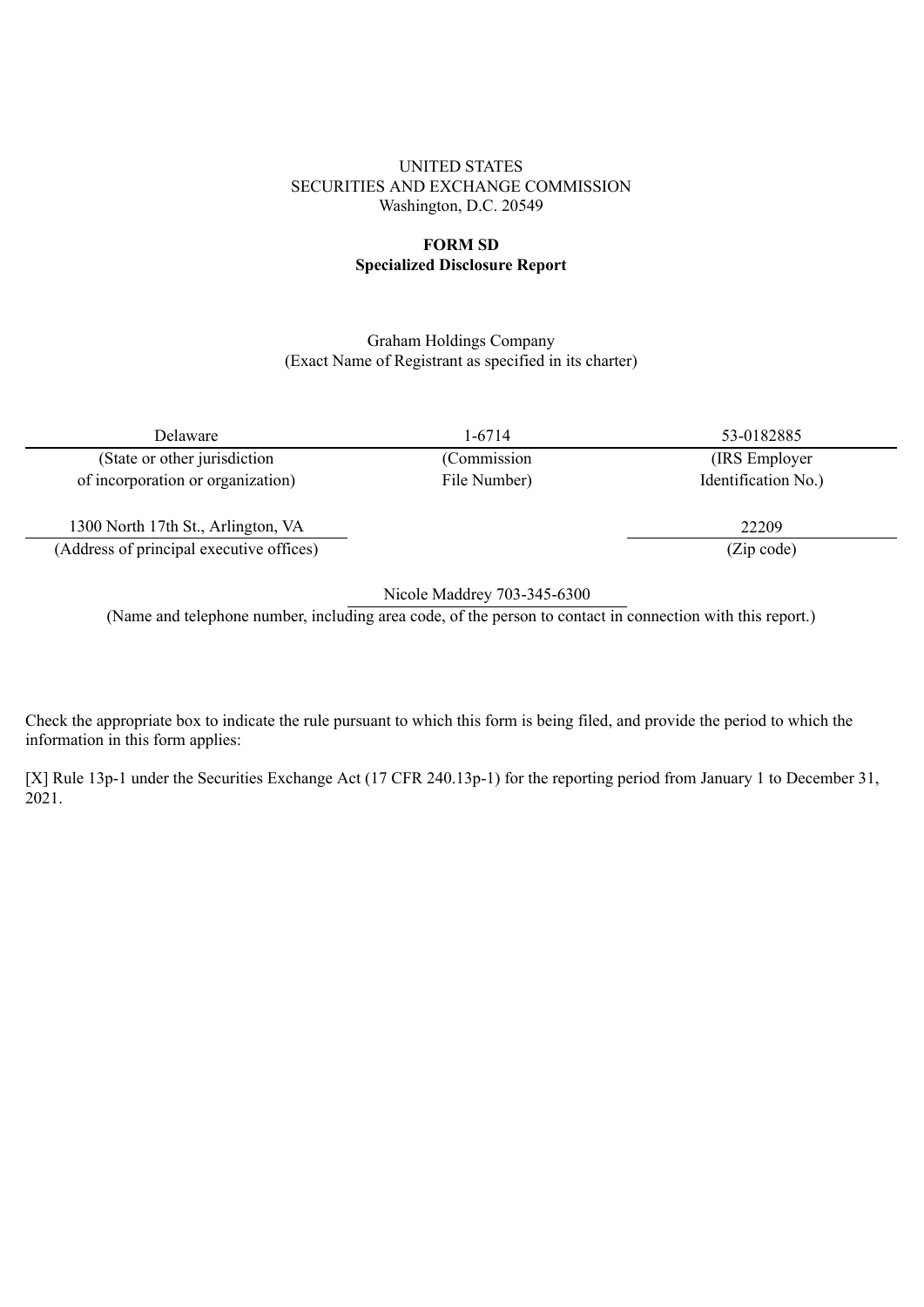UNITED STATES
SECURITIES AND EXCHANGE COMMISSION
Washington, D.C. 20549

**FORM SD**
**Specialized Disclosure Report**

Graham Holdings Company
(Exact Name of Registrant as specified in its charter)

| Delaware | 1-6714 | 53-0182885 |
|---|---|---|
| (State or other jurisdiction of incorporation or organization) | (Commission File Number) | (IRS Employer Identification No.) |

| 1300 North 17th St., Arlington, VA | 22209 |
|---|---|
| (Address of principal executive offices) | (Zip code) |

Nicole Maddrey 703-345-6300
(Name and telephone number, including area code, of the person to contact in connection with this report.)

Check the appropriate box to indicate the rule pursuant to which this form is being filed, and provide the period to which the information in this form applies:

[X] Rule 13p-1 under the Securities Exchange Act (17 CFR 240.13p-1) for the reporting period from January 1 to December 31, 2021.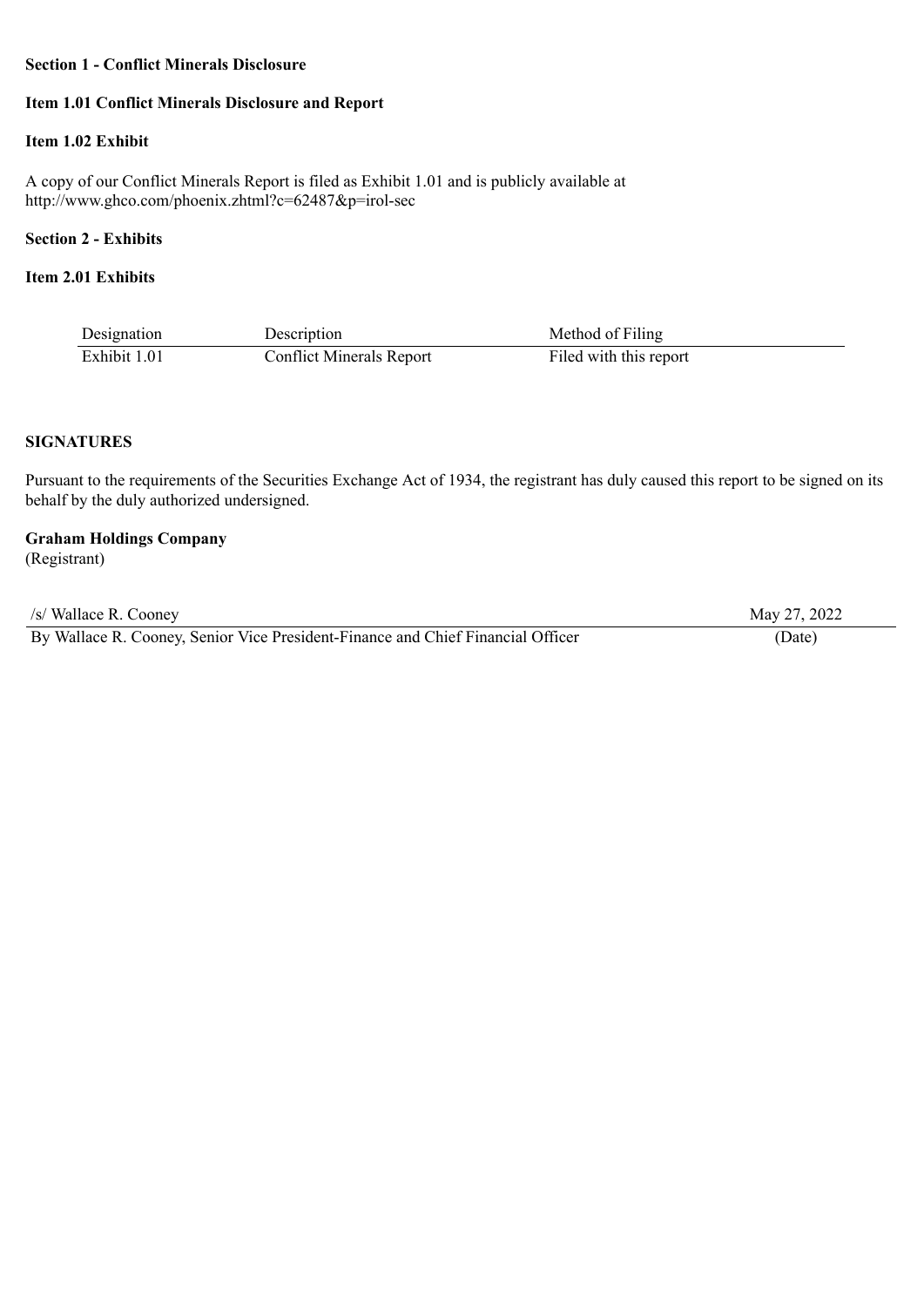**Section 1 - Conflict Minerals Disclosure**

**Item 1.01 Conflict Minerals Disclosure and Report**

**Item 1.02 Exhibit**

A copy of our Conflict Minerals Report is filed as Exhibit 1.01 and is publicly available at http://www.ghco.com/phoenix.zhtml?c=62487&p=irol-sec

**Section 2 - Exhibits**

**Item 2.01 Exhibits**

| Designation | Description | Method of Filing |
|---|---|---|
| Exhibit 1.01 | Conflict Minerals Report | Filed with this report |

**SIGNATURES**

Pursuant to the requirements of the Securities Exchange Act of 1934, the registrant has duly caused this report to be signed on its behalf by the duly authorized undersigned.

**Graham Holdings Company**
(Registrant)

| /s/ Wallace R. Cooney | May 27, 2022 |
|---|---|
| By Wallace R. Cooney, Senior Vice President-Finance and Chief Financial Officer | (Date) |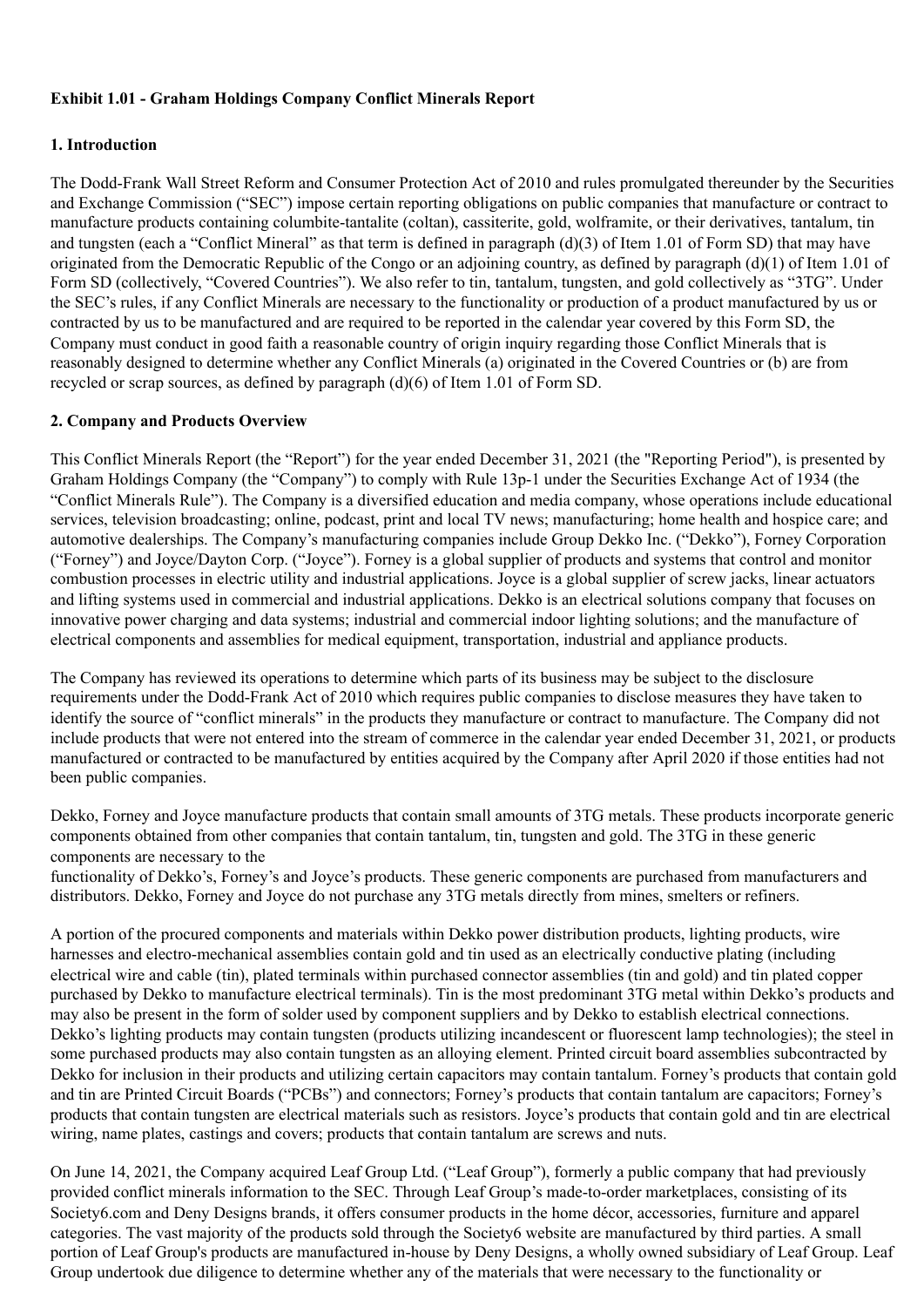**Exhibit 1.01 - Graham Holdings Company Conflict Minerals Report**

**1. Introduction**

The Dodd-Frank Wall Street Reform and Consumer Protection Act of 2010 and rules promulgated thereunder by the Securities and Exchange Commission ("SEC") impose certain reporting obligations on public companies that manufacture or contract to manufacture products containing columbite-tantalite (coltan), cassiterite, gold, wolframite, or their derivatives, tantalum, tin and tungsten (each a "Conflict Mineral" as that term is defined in paragraph (d)(3) of Item 1.01 of Form SD) that may have originated from the Democratic Republic of the Congo or an adjoining country, as defined by paragraph (d)(1) of Item 1.01 of Form SD (collectively, "Covered Countries"). We also refer to tin, tantalum, tungsten, and gold collectively as "3TG". Under the SEC's rules, if any Conflict Minerals are necessary to the functionality or production of a product manufactured by us or contracted by us to be manufactured and are required to be reported in the calendar year covered by this Form SD, the Company must conduct in good faith a reasonable country of origin inquiry regarding those Conflict Minerals that is reasonably designed to determine whether any Conflict Minerals (a) originated in the Covered Countries or (b) are from recycled or scrap sources, as defined by paragraph (d)(6) of Item 1.01 of Form SD.

**2. Company and Products Overview**

This Conflict Minerals Report (the "Report") for the year ended December 31, 2021 (the "Reporting Period"), is presented by Graham Holdings Company (the "Company") to comply with Rule 13p-1 under the Securities Exchange Act of 1934 (the "Conflict Minerals Rule"). The Company is a diversified education and media company, whose operations include educational services, television broadcasting; online, podcast, print and local TV news; manufacturing; home health and hospice care; and automotive dealerships. The Company's manufacturing companies include Group Dekko Inc. ("Dekko"), Forney Corporation ("Forney") and Joyce/Dayton Corp. ("Joyce"). Forney is a global supplier of products and systems that control and monitor combustion processes in electric utility and industrial applications. Joyce is a global supplier of screw jacks, linear actuators and lifting systems used in commercial and industrial applications. Dekko is an electrical solutions company that focuses on innovative power charging and data systems; industrial and commercial indoor lighting solutions; and the manufacture of electrical components and assemblies for medical equipment, transportation, industrial and appliance products.

The Company has reviewed its operations to determine which parts of its business may be subject to the disclosure requirements under the Dodd-Frank Act of 2010 which requires public companies to disclose measures they have taken to identify the source of "conflict minerals" in the products they manufacture or contract to manufacture. The Company did not include products that were not entered into the stream of commerce in the calendar year ended December 31, 2021, or products manufactured or contracted to be manufactured by entities acquired by the Company after April 2020 if those entities had not been public companies.

Dekko, Forney and Joyce manufacture products that contain small amounts of 3TG metals. These products incorporate generic components obtained from other companies that contain tantalum, tin, tungsten and gold. The 3TG in these generic components are necessary to the functionality of Dekko's, Forney's and Joyce's products. These generic components are purchased from manufacturers and distributors. Dekko, Forney and Joyce do not purchase any 3TG metals directly from mines, smelters or refiners.

A portion of the procured components and materials within Dekko power distribution products, lighting products, wire harnesses and electro-mechanical assemblies contain gold and tin used as an electrically conductive plating (including electrical wire and cable (tin), plated terminals within purchased connector assemblies (tin and gold) and tin plated copper purchased by Dekko to manufacture electrical terminals). Tin is the most predominant 3TG metal within Dekko's products and may also be present in the form of solder used by component suppliers and by Dekko to establish electrical connections. Dekko's lighting products may contain tungsten (products utilizing incandescent or fluorescent lamp technologies); the steel in some purchased products may also contain tungsten as an alloying element. Printed circuit board assemblies subcontracted by Dekko for inclusion in their products and utilizing certain capacitors may contain tantalum. Forney's products that contain gold and tin are Printed Circuit Boards ("PCBs") and connectors; Forney's products that contain tantalum are capacitors; Forney's products that contain tungsten are electrical materials such as resistors. Joyce's products that contain gold and tin are electrical wiring, name plates, castings and covers; products that contain tantalum are screws and nuts.

On June 14, 2021, the Company acquired Leaf Group Ltd. ("Leaf Group"), formerly a public company that had previously provided conflict minerals information to the SEC. Through Leaf Group's made-to-order marketplaces, consisting of its Society6.com and Deny Designs brands, it offers consumer products in the home décor, accessories, furniture and apparel categories. The vast majority of the products sold through the Society6 website are manufactured by third parties. A small portion of Leaf Group's products are manufactured in-house by Deny Designs, a wholly owned subsidiary of Leaf Group. Leaf Group undertook due diligence to determine whether any of the materials that were necessary to the functionality or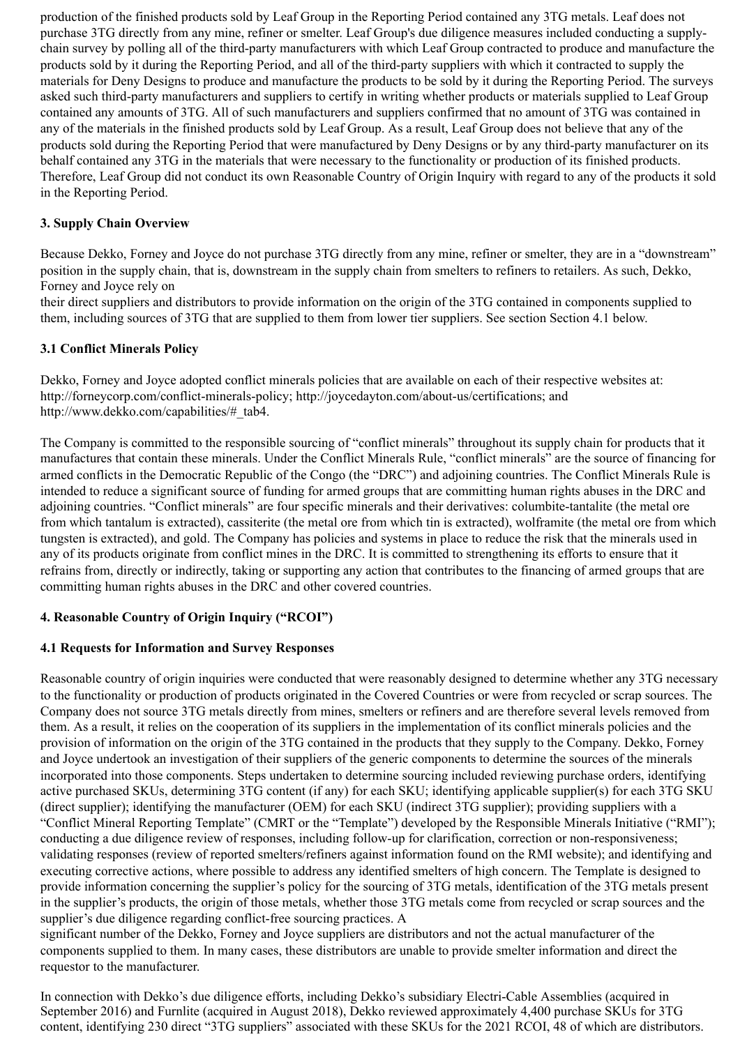production of the finished products sold by Leaf Group in the Reporting Period contained any 3TG metals. Leaf does not purchase 3TG directly from any mine, refiner or smelter. Leaf Group's due diligence measures included conducting a supply-chain survey by polling all of the third-party manufacturers with which Leaf Group contracted to produce and manufacture the products sold by it during the Reporting Period, and all of the third-party suppliers with which it contracted to supply the materials for Deny Designs to produce and manufacture the products to be sold by it during the Reporting Period. The surveys asked such third-party manufacturers and suppliers to certify in writing whether products or materials supplied to Leaf Group contained any amounts of 3TG. All of such manufacturers and suppliers confirmed that no amount of 3TG was contained in any of the materials in the finished products sold by Leaf Group. As a result, Leaf Group does not believe that any of the products sold during the Reporting Period that were manufactured by Deny Designs or by any third-party manufacturer on its behalf contained any 3TG in the materials that were necessary to the functionality or production of its finished products. Therefore, Leaf Group did not conduct its own Reasonable Country of Origin Inquiry with regard to any of the products it sold in the Reporting Period.

### 3. Supply Chain Overview

Because Dekko, Forney and Joyce do not purchase 3TG directly from any mine, refiner or smelter, they are in a "downstream" position in the supply chain, that is, downstream in the supply chain from smelters to refiners to retailers. As such, Dekko, Forney and Joyce rely on their direct suppliers and distributors to provide information on the origin of the 3TG contained in components supplied to them, including sources of 3TG that are supplied to them from lower tier suppliers. See section Section 4.1 below.

### 3.1 Conflict Minerals Policy

Dekko, Forney and Joyce adopted conflict minerals policies that are available on each of their respective websites at: http://forneycorp.com/conflict-minerals-policy; http://joycedayton.com/about-us/certifications; and http://www.dekko.com/capabilities/#_tab4.

The Company is committed to the responsible sourcing of "conflict minerals" throughout its supply chain for products that it manufactures that contain these minerals. Under the Conflict Minerals Rule, "conflict minerals" are the source of financing for armed conflicts in the Democratic Republic of the Congo (the "DRC") and adjoining countries. The Conflict Minerals Rule is intended to reduce a significant source of funding for armed groups that are committing human rights abuses in the DRC and adjoining countries. "Conflict minerals" are four specific minerals and their derivatives: columbite-tantalite (the metal ore from which tantalum is extracted), cassiterite (the metal ore from which tin is extracted), wolframite (the metal ore from which tungsten is extracted), and gold. The Company has policies and systems in place to reduce the risk that the minerals used in any of its products originate from conflict mines in the DRC. It is committed to strengthening its efforts to ensure that it refrains from, directly or indirectly, taking or supporting any action that contributes to the financing of armed groups that are committing human rights abuses in the DRC and other covered countries.

### 4. Reasonable Country of Origin Inquiry ("RCOI")

### 4.1 Requests for Information and Survey Responses

Reasonable country of origin inquiries were conducted that were reasonably designed to determine whether any 3TG necessary to the functionality or production of products originated in the Covered Countries or were from recycled or scrap sources. The Company does not source 3TG metals directly from mines, smelters or refiners and are therefore several levels removed from them. As a result, it relies on the cooperation of its suppliers in the implementation of its conflict minerals policies and the provision of information on the origin of the 3TG contained in the products that they supply to the Company. Dekko, Forney and Joyce undertook an investigation of their suppliers of the generic components to determine the sources of the minerals incorporated into those components. Steps undertaken to determine sourcing included reviewing purchase orders, identifying active purchased SKUs, determining 3TG content (if any) for each SKU; identifying applicable supplier(s) for each 3TG SKU (direct supplier); identifying the manufacturer (OEM) for each SKU (indirect 3TG supplier); providing suppliers with a "Conflict Mineral Reporting Template" (CMRT or the "Template") developed by the Responsible Minerals Initiative ("RMI"); conducting a due diligence review of responses, including follow-up for clarification, correction or non-responsiveness; validating responses (review of reported smelters/refiners against information found on the RMI website); and identifying and executing corrective actions, where possible to address any identified smelters of high concern. The Template is designed to provide information concerning the supplier's policy for the sourcing of 3TG metals, identification of the 3TG metals present in the supplier's products, the origin of those metals, whether those 3TG metals come from recycled or scrap sources and the supplier's due diligence regarding conflict-free sourcing practices. A significant number of the Dekko, Forney and Joyce suppliers are distributors and not the actual manufacturer of the components supplied to them. In many cases, these distributors are unable to provide smelter information and direct the requestor to the manufacturer.

In connection with Dekko's due diligence efforts, including Dekko's subsidiary Electri-Cable Assemblies (acquired in September 2016) and Furnlite (acquired in August 2018), Dekko reviewed approximately 4,400 purchase SKUs for 3TG content, identifying 230 direct "3TG suppliers" associated with these SKUs for the 2021 RCOI, 48 of which are distributors.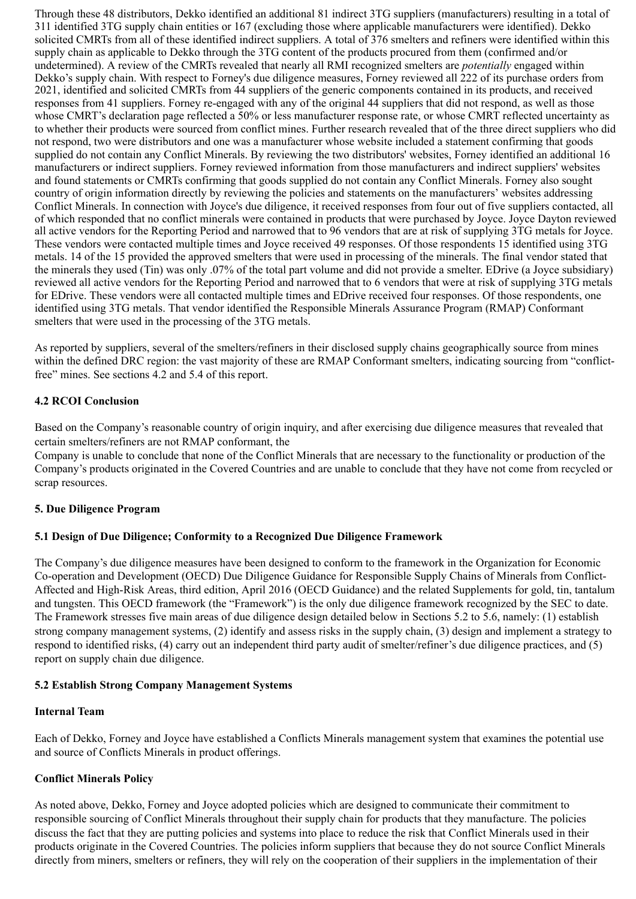Through these 48 distributors, Dekko identified an additional 81 indirect 3TG suppliers (manufacturers) resulting in a total of 311 identified 3TG supply chain entities or 167 (excluding those where applicable manufacturers were identified). Dekko solicited CMRTs from all of these identified indirect suppliers. A total of 376 smelters and refiners were identified within this supply chain as applicable to Dekko through the 3TG content of the products procured from them (confirmed and/or undetermined). A review of the CMRTs revealed that nearly all RMI recognized smelters are *potentially* engaged within Dekko's supply chain. With respect to Forney's due diligence measures, Forney reviewed all 222 of its purchase orders from 2021, identified and solicited CMRTs from 44 suppliers of the generic components contained in its products, and received responses from 41 suppliers. Forney re-engaged with any of the original 44 suppliers that did not respond, as well as those whose CMRT's declaration page reflected a 50% or less manufacturer response rate, or whose CMRT reflected uncertainty as to whether their products were sourced from conflict mines. Further research revealed that of the three direct suppliers who did not respond, two were distributors and one was a manufacturer whose website included a statement confirming that goods supplied do not contain any Conflict Minerals. By reviewing the two distributors' websites, Forney identified an additional 16 manufacturers or indirect suppliers. Forney reviewed information from those manufacturers and indirect suppliers' websites and found statements or CMRTs confirming that goods supplied do not contain any Conflict Minerals. Forney also sought country of origin information directly by reviewing the policies and statements on the manufacturers' websites addressing Conflict Minerals. In connection with Joyce's due diligence, it received responses from four out of five suppliers contacted, all of which responded that no conflict minerals were contained in products that were purchased by Joyce. Joyce Dayton reviewed all active vendors for the Reporting Period and narrowed that to 96 vendors that are at risk of supplying 3TG metals for Joyce. These vendors were contacted multiple times and Joyce received 49 responses. Of those respondents 15 identified using 3TG metals. 14 of the 15 provided the approved smelters that were used in processing of the minerals. The final vendor stated that the minerals they used (Tin) was only .07% of the total part volume and did not provide a smelter. EDrive (a Joyce subsidiary) reviewed all active vendors for the Reporting Period and narrowed that to 6 vendors that were at risk of supplying 3TG metals for EDrive. These vendors were all contacted multiple times and EDrive received four responses. Of those respondents, one identified using 3TG metals. That vendor identified the Responsible Minerals Assurance Program (RMAP) Conformant smelters that were used in the processing of the 3TG metals.

As reported by suppliers, several of the smelters/refiners in their disclosed supply chains geographically source from mines within the defined DRC region: the vast majority of these are RMAP Conformant smelters, indicating sourcing from "conflict-free" mines. See sections 4.2 and 5.4 of this report.

**4.2 RCOI Conclusion**

Based on the Company's reasonable country of origin inquiry, and after exercising due diligence measures that revealed that certain smelters/refiners are not RMAP conformant, the
Company is unable to conclude that none of the Conflict Minerals that are necessary to the functionality or production of the Company's products originated in the Covered Countries and are unable to conclude that they have not come from recycled or scrap resources.

**5. Due Diligence Program**

**5.1 Design of Due Diligence; Conformity to a Recognized Due Diligence Framework**

The Company's due diligence measures have been designed to conform to the framework in the Organization for Economic Co-operation and Development (OECD) Due Diligence Guidance for Responsible Supply Chains of Minerals from Conflict-Affected and High-Risk Areas, third edition, April 2016 (OECD Guidance) and the related Supplements for gold, tin, tantalum and tungsten. This OECD framework (the "Framework") is the only due diligence framework recognized by the SEC to date. The Framework stresses five main areas of due diligence design detailed below in Sections 5.2 to 5.6, namely: (1) establish strong company management systems, (2) identify and assess risks in the supply chain, (3) design and implement a strategy to respond to identified risks, (4) carry out an independent third party audit of smelter/refiner's due diligence practices, and (5) report on supply chain due diligence.

**5.2 Establish Strong Company Management Systems**

**Internal Team**

Each of Dekko, Forney and Joyce have established a Conflicts Minerals management system that examines the potential use and source of Conflicts Minerals in product offerings.

**Conflict Minerals Policy**

As noted above, Dekko, Forney and Joyce adopted policies which are designed to communicate their commitment to responsible sourcing of Conflict Minerals throughout their supply chain for products that they manufacture. The policies discuss the fact that they are putting policies and systems into place to reduce the risk that Conflict Minerals used in their products originate in the Covered Countries. The policies inform suppliers that because they do not source Conflict Minerals directly from miners, smelters or refiners, they will rely on the cooperation of their suppliers in the implementation of their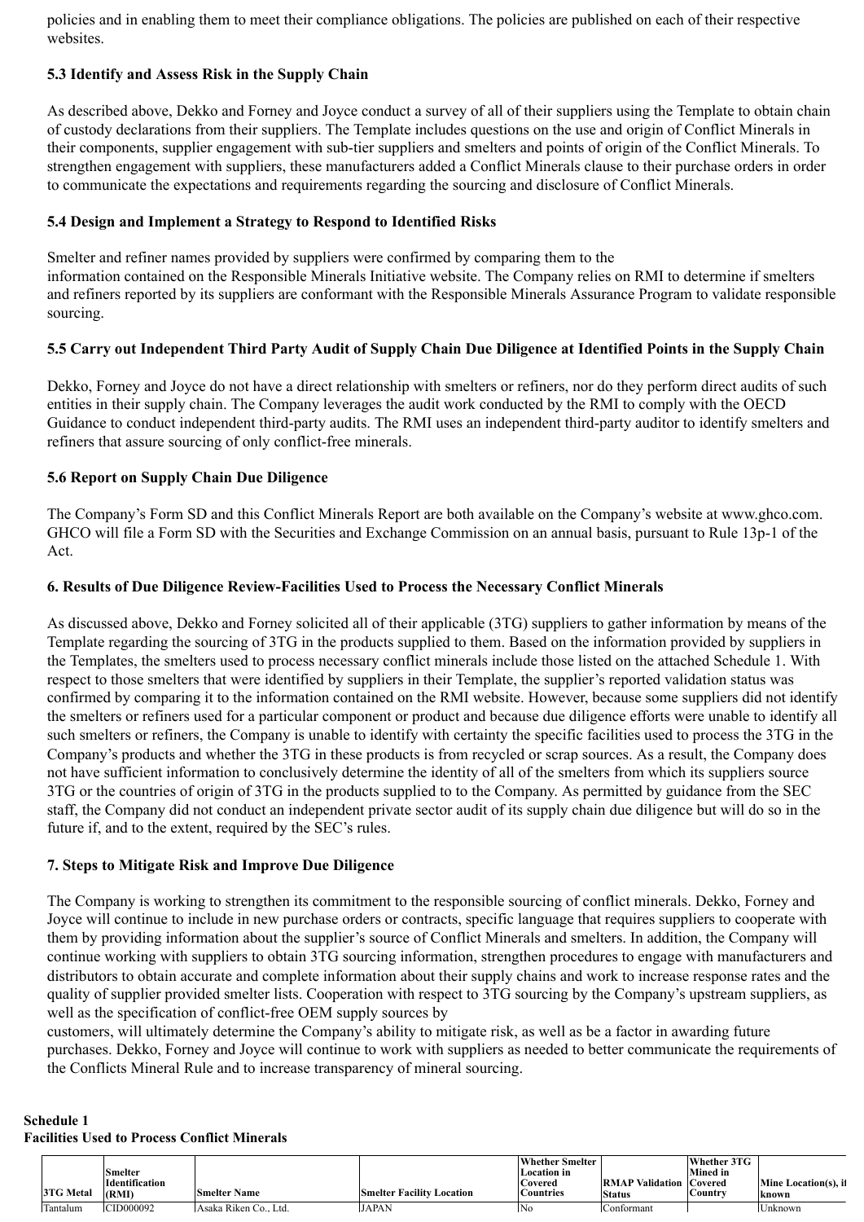policies and in enabling them to meet their compliance obligations. The policies are published on each of their respective websites.

**5.3 Identify and Assess Risk in the Supply Chain**

As described above, Dekko and Forney and Joyce conduct a survey of all of their suppliers using the Template to obtain chain of custody declarations from their suppliers. The Template includes questions on the use and origin of Conflict Minerals in their components, supplier engagement with sub-tier suppliers and smelters and points of origin of the Conflict Minerals. To strengthen engagement with suppliers, these manufacturers added a Conflict Minerals clause to their purchase orders in order to communicate the expectations and requirements regarding the sourcing and disclosure of Conflict Minerals.

**5.4 Design and Implement a Strategy to Respond to Identified Risks**

Smelter and refiner names provided by suppliers were confirmed by comparing them to the information contained on the Responsible Minerals Initiative website. The Company relies on RMI to determine if smelters and refiners reported by its suppliers are conformant with the Responsible Minerals Assurance Program to validate responsible sourcing.

**5.5 Carry out Independent Third Party Audit of Supply Chain Due Diligence at Identified Points in the Supply Chain**

Dekko, Forney and Joyce do not have a direct relationship with smelters or refiners, nor do they perform direct audits of such entities in their supply chain. The Company leverages the audit work conducted by the RMI to comply with the OECD Guidance to conduct independent third-party audits. The RMI uses an independent third-party auditor to identify smelters and refiners that assure sourcing of only conflict-free minerals.

**5.6 Report on Supply Chain Due Diligence**

The Company's Form SD and this Conflict Minerals Report are both available on the Company's website at www.ghco.com. GHCO will file a Form SD with the Securities and Exchange Commission on an annual basis, pursuant to Rule 13p-1 of the Act.

**6. Results of Due Diligence Review-Facilities Used to Process the Necessary Conflict Minerals**

As discussed above, Dekko and Forney solicited all of their applicable (3TG) suppliers to gather information by means of the Template regarding the sourcing of 3TG in the products supplied to them. Based on the information provided by suppliers in the Templates, the smelters used to process necessary conflict minerals include those listed on the attached Schedule 1. With respect to those smelters that were identified by suppliers in their Template, the supplier's reported validation status was confirmed by comparing it to the information contained on the RMI website. However, because some suppliers did not identify the smelters or refiners used for a particular component or product and because due diligence efforts were unable to identify all such smelters or refiners, the Company is unable to identify with certainty the specific facilities used to process the 3TG in the Company's products and whether the 3TG in these products is from recycled or scrap sources. As a result, the Company does not have sufficient information to conclusively determine the identity of all of the smelters from which its suppliers source 3TG or the countries of origin of 3TG in the products supplied to to the Company. As permitted by guidance from the SEC staff, the Company did not conduct an independent private sector audit of its supply chain due diligence but will do so in the future if, and to the extent, required by the SEC's rules.

**7. Steps to Mitigate Risk and Improve Due Diligence**

The Company is working to strengthen its commitment to the responsible sourcing of conflict minerals. Dekko, Forney and Joyce will continue to include in new purchase orders or contracts, specific language that requires suppliers to cooperate with them by providing information about the supplier's source of Conflict Minerals and smelters. In addition, the Company will continue working with suppliers to obtain 3TG sourcing information, strengthen procedures to engage with manufacturers and distributors to obtain accurate and complete information about their supply chains and work to increase response rates and the quality of supplier provided smelter lists. Cooperation with respect to 3TG sourcing by the Company's upstream suppliers, as well as the specification of conflict-free OEM supply sources by customers, will ultimately determine the Company's ability to mitigate risk, as well as be a factor in awarding future purchases. Dekko, Forney and Joyce will continue to work with suppliers as needed to better communicate the requirements of the Conflicts Mineral Rule and to increase transparency of mineral sourcing.

**Schedule 1**
**Facilities Used to Process Conflict Minerals**

| 3TG Metal | Smelter Identification (RMI) | Smelter Name | Smelter Facility Location | Whether Smelter Location in Covered Countries | RMAP Validation Status | Whether 3TG Mined in Covered Country | Mine Location(s), if known |
|---|---|---|---|---|---|---|---|
| Tantalum | CID000092 | Asaka Riken Co., Ltd. | JAPAN | No | Conformant | | Unknown |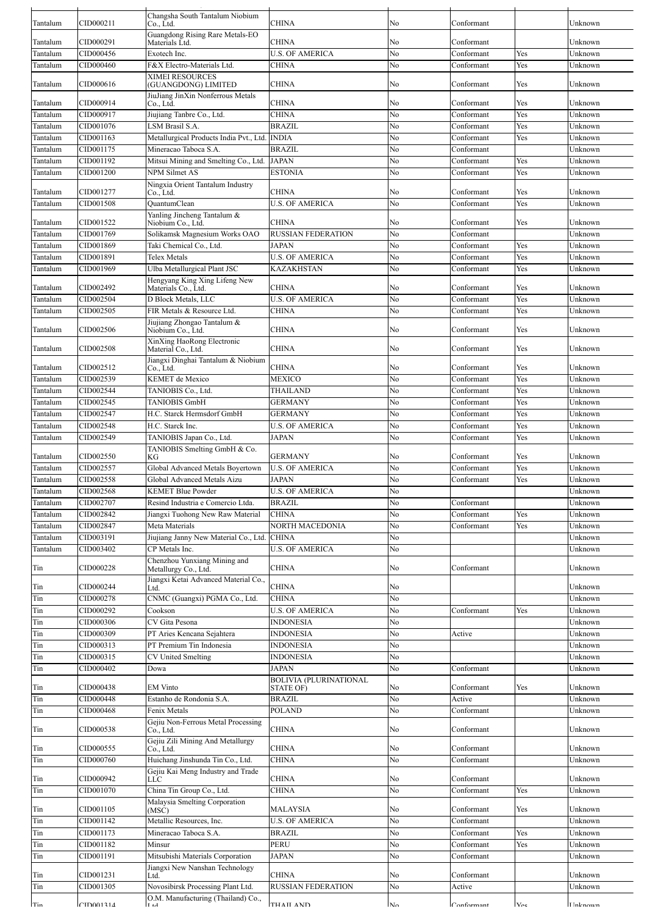| Tantalum | CID000211 | Changsha South Tantalum Niobium Co., Ltd. | CHINA | No | Conformant | | Unknown |
|---|---|---|---|---|---|---|---|
| Tantalum | CID000291 | Guangdong Rising Rare Metals-EO Materials Ltd. | CHINA | No | Conformant | | Unknown |
| Tantalum | CID000456 | Exotech Inc. | U.S. OF AMERICA | No | Conformant | Yes | Unknown |
| Tantalum | CID000460 | F&X Electro-Materials Ltd. | CHINA | No | Conformant | Yes | Unknown |
| Tantalum | CID000616 | XIMEI RESOURCES (GUANGDONG) LIMITED | CHINA | No | Conformant | Yes | Unknown |
| Tantalum | CID000914 | JiuJiang JinXin Nonferrous Metals Co., Ltd. | CHINA | No | Conformant | Yes | Unknown |
| Tantalum | CID000917 | Jiujiang Tanbre Co., Ltd. | CHINA | No | Conformant | Yes | Unknown |
| Tantalum | CID001076 | LSM Brasil S.A. | BRAZIL | No | Conformant | Yes | Unknown |
| Tantalum | CID001163 | Metallurgical Products India Pvt., Ltd. | INDIA | No | Conformant | Yes | Unknown |
| Tantalum | CID001175 | Mineracao Taboca S.A. | BRAZIL | No | Conformant | | Unknown |
| Tantalum | CID001192 | Mitsui Mining and Smelting Co., Ltd. | JAPAN | No | Conformant | Yes | Unknown |
| Tantalum | CID001200 | NPM Silmet AS | ESTONIA | No | Conformant | Yes | Unknown |
| Tantalum | CID001277 | Ningxia Orient Tantalum Industry Co., Ltd. | CHINA | No | Conformant | Yes | Unknown |
| Tantalum | CID001508 | QuantumClean | U.S. OF AMERICA | No | Conformant | Yes | Unknown |
| Tantalum | CID001522 | Yanling Jincheng Tantalum & Niobium Co., Ltd. | CHINA | No | Conformant | Yes | Unknown |
| Tantalum | CID001769 | Solikamsk Magnesium Works OAO | RUSSIAN FEDERATION | No | Conformant | | Unknown |
| Tantalum | CID001869 | Taki Chemical Co., Ltd. | JAPAN | No | Conformant | Yes | Unknown |
| Tantalum | CID001891 | Telex Metals | U.S. OF AMERICA | No | Conformant | Yes | Unknown |
| Tantalum | CID001969 | Ulba Metallurgical Plant JSC | KAZAKHSTAN | No | Conformant | Yes | Unknown |
| Tantalum | CID002492 | Hengyang King Xing Lifeng New Materials Co., Ltd. | CHINA | No | Conformant | Yes | Unknown |
| Tantalum | CID002504 | D Block Metals, LLC | U.S. OF AMERICA | No | Conformant | Yes | Unknown |
| Tantalum | CID002505 | FIR Metals & Resource Ltd. | CHINA | No | Conformant | Yes | Unknown |
| Tantalum | CID002506 | Jiujiang Zhongao Tantalum & Niobium Co., Ltd. | CHINA | No | Conformant | Yes | Unknown |
| Tantalum | CID002508 | XinXing HaoRong Electronic Material Co., Ltd. | CHINA | No | Conformant | Yes | Unknown |
| Tantalum | CID002512 | Jiangxi Dinghai Tantalum & Niobium Co., Ltd. | CHINA | No | Conformant | Yes | Unknown |
| Tantalum | CID002539 | KEMET de Mexico | MEXICO | No | Conformant | Yes | Unknown |
| Tantalum | CID002544 | TANIOBIS Co., Ltd. | THAILAND | No | Conformant | Yes | Unknown |
| Tantalum | CID002545 | TANIOBIS GmbH | GERMANY | No | Conformant | Yes | Unknown |
| Tantalum | CID002547 | H.C. Starck Hermsdorf GmbH | GERMANY | No | Conformant | Yes | Unknown |
| Tantalum | CID002548 | H.C. Starck Inc. | U.S. OF AMERICA | No | Conformant | Yes | Unknown |
| Tantalum | CID002549 | TANIOBIS Japan Co., Ltd. | JAPAN | No | Conformant | Yes | Unknown |
| Tantalum | CID002550 | TANIOBIS Smelting GmbH & Co. KG | GERMANY | No | Conformant | Yes | Unknown |
| Tantalum | CID002557 | Global Advanced Metals Boyertown | U.S. OF AMERICA | No | Conformant | Yes | Unknown |
| Tantalum | CID002558 | Global Advanced Metals Aizu | JAPAN | No | Conformant | Yes | Unknown |
| Tantalum | CID002568 | KEMET Blue Powder | U.S. OF AMERICA | No | | | Unknown |
| Tantalum | CID002707 | Resind Industria e Comercio Ltda. | BRAZIL | No | Conformant | | Unknown |
| Tantalum | CID002842 | Jiangxi Tuohong New Raw Material | CHINA | No | Conformant | Yes | Unknown |
| Tantalum | CID002847 | Meta Materials | NORTH MACEDONIA | No | Conformant | Yes | Unknown |
| Tantalum | CID003191 | Jiujiang Janny New Material Co., Ltd. | CHINA | No | | | Unknown |
| Tantalum | CID003402 | CP Metals Inc. | U.S. OF AMERICA | No | | | Unknown |
| Tin | CID000228 | Chenzhou Yunxiang Mining and Metallurgy Co., Ltd. | CHINA | No | Conformant | | Unknown |
| Tin | CID000244 | Jiangxi Ketai Advanced Material Co., Ltd. | CHINA | No | | | Unknown |
| Tin | CID000278 | CNMC (Guangxi) PGMA Co., Ltd. | CHINA | No | | | Unknown |
| Tin | CID000292 | Cookson | U.S. OF AMERICA | No | Conformant | Yes | Unknown |
| Tin | CID000306 | CV Gita Pesona | INDONESIA | No | | | Unknown |
| Tin | CID000309 | PT Aries Kencana Sejahtera | INDONESIA | No | Active | | Unknown |
| Tin | CID000313 | PT Premium Tin Indonesia | INDONESIA | No | | | Unknown |
| Tin | CID000315 | CV United Smelting | INDONESIA | No | | | Unknown |
| Tin | CID000402 | Dowa | JAPAN | No | Conformant | | Unknown |
| Tin | CID000438 | EM Vinto | BOLIVIA (PLURINATIONAL STATE OF) | No | Conformant | Yes | Unknown |
| Tin | CID000448 | Estanho de Rondonia S.A. | BRAZIL | No | Active | | Unknown |
| Tin | CID000468 | Fenix Metals | POLAND | No | Conformant | | Unknown |
| Tin | CID000538 | Gejiu Non-Ferrous Metal Processing Co., Ltd. | CHINA | No | Conformant | | Unknown |
| Tin | CID000555 | Gejiu Zili Mining And Metallurgy Co., Ltd. | CHINA | No | Conformant | | Unknown |
| Tin | CID000760 | Huichang Jinshunda Tin Co., Ltd. | CHINA | No | Conformant | | Unknown |
| Tin | CID000942 | Gejiu Kai Meng Industry and Trade LLC | CHINA | No | Conformant | | Unknown |
| Tin | CID001070 | China Tin Group Co., Ltd. | CHINA | No | Conformant | Yes | Unknown |
| Tin | CID001105 | Malaysia Smelting Corporation (MSC) | MALAYSIA | No | Conformant | Yes | Unknown |
| Tin | CID001142 | Metallic Resources, Inc. | U.S. OF AMERICA | No | Conformant | | Unknown |
| Tin | CID001173 | Mineracao Taboca S.A. | BRAZIL | No | Conformant | Yes | Unknown |
| Tin | CID001182 | Minsur | PERU | No | Conformant | Yes | Unknown |
| Tin | CID001191 | Mitsubishi Materials Corporation | JAPAN | No | Conformant | | Unknown |
| Tin | CID001231 | Jiangxi New Nanshan Technology Ltd. | CHINA | No | Conformant | | Unknown |
| Tin | CID001305 | Novosibirsk Processing Plant Ltd. | RUSSIAN FEDERATION | No | Active | | Unknown |
| Tin | CID001314 | O.M. Manufacturing (Thailand) Co., Ltd. | THAILAND | No | Conformant | Yes | Unknown |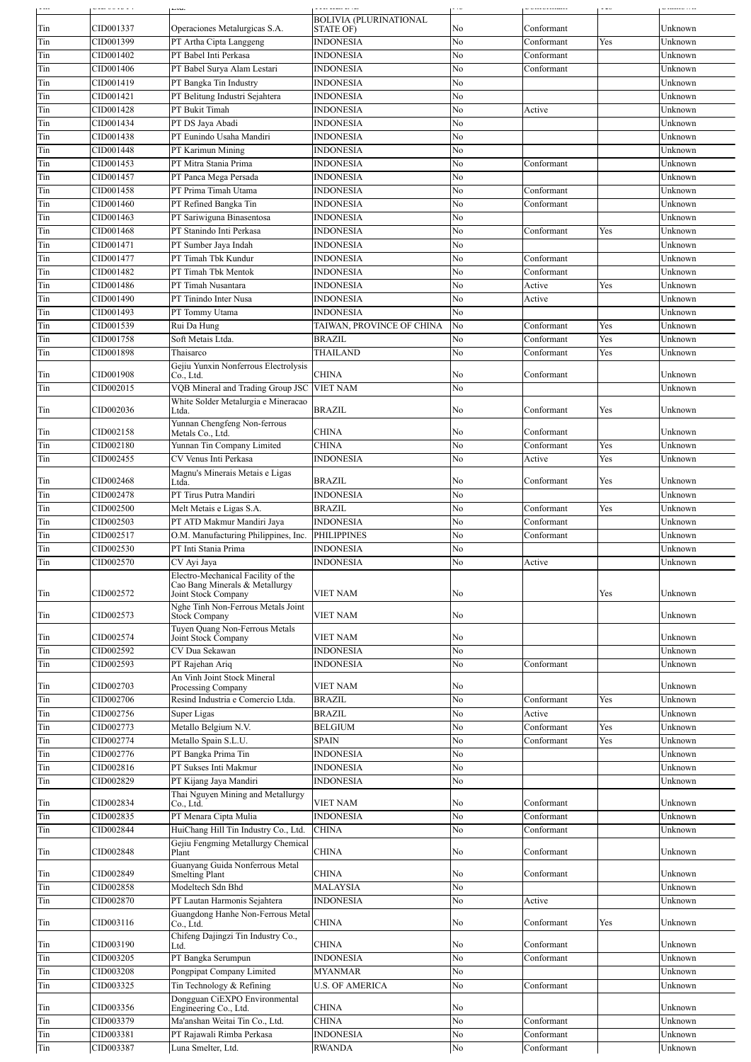| Tin | CID001337 | Operaciones Metalurgicas S.A. | BOLIVIA (PLURINATIONAL STATE OF) | No | Conformant | | Unknown |
|---|---|---|---|---|---|---|---|
| Tin | CID001399 | PT Artha Cipta Langgeng | INDONESIA | No | Conformant | Yes | Unknown |
| Tin | CID001402 | PT Babel Inti Perkasa | INDONESIA | No | Conformant | | Unknown |
| Tin | CID001406 | PT Babel Surya Alam Lestari | INDONESIA | No | Conformant | | Unknown |
| Tin | CID001419 | PT Bangka Tin Industry | INDONESIA | No | | | Unknown |
| Tin | CID001421 | PT Belitung Industri Sejahtera | INDONESIA | No | | | Unknown |
| Tin | CID001428 | PT Bukit Timah | INDONESIA | No | Active | | Unknown |
| Tin | CID001434 | PT DS Jaya Abadi | INDONESIA | No | | | Unknown |
| Tin | CID001438 | PT Eunindo Usaha Mandiri | INDONESIA | No | | | Unknown |
| Tin | CID001448 | PT Karimun Mining | INDONESIA | No | | | Unknown |
| Tin | CID001453 | PT Mitra Stania Prima | INDONESIA | No | Conformant | | Unknown |
| Tin | CID001457 | PT Panca Mega Persada | INDONESIA | No | | | Unknown |
| Tin | CID001458 | PT Prima Timah Utama | INDONESIA | No | Conformant | | Unknown |
| Tin | CID001460 | PT Refined Bangka Tin | INDONESIA | No | Conformant | | Unknown |
| Tin | CID001463 | PT Sariwiguna Binasentosa | INDONESIA | No | | | Unknown |
| Tin | CID001468 | PT Stanindo Inti Perkasa | INDONESIA | No | Conformant | Yes | Unknown |
| Tin | CID001471 | PT Sumber Jaya Indah | INDONESIA | No | | | Unknown |
| Tin | CID001477 | PT Timah Tbk Kundur | INDONESIA | No | Conformant | | Unknown |
| Tin | CID001482 | PT Timah Tbk Mentok | INDONESIA | No | Conformant | | Unknown |
| Tin | CID001486 | PT Timah Nusantara | INDONESIA | No | Active | Yes | Unknown |
| Tin | CID001490 | PT Tinindo Inter Nusa | INDONESIA | No | Active | | Unknown |
| Tin | CID001493 | PT Tommy Utama | INDONESIA | No | | | Unknown |
| Tin | CID001539 | Rui Da Hung | TAIWAN, PROVINCE OF CHINA | No | Conformant | Yes | Unknown |
| Tin | CID001758 | Soft Metais Ltda. | BRAZIL | No | Conformant | Yes | Unknown |
| Tin | CID001898 | Thaisarco | THAILAND | No | Conformant | Yes | Unknown |
| Tin | CID001908 | Gejiu Yunxin Nonferrous Electrolysis Co., Ltd. | CHINA | No | Conformant | | Unknown |
| Tin | CID002015 | VQB Mineral and Trading Group JSC | VIET NAM | No | | | Unknown |
| Tin | CID002036 | White Solder Metalurgia e Mineracao Ltda. | BRAZIL | No | Conformant | Yes | Unknown |
| Tin | CID002158 | Yunnan Chengfeng Non-ferrous Metals Co., Ltd. | CHINA | No | Conformant | | Unknown |
| Tin | CID002180 | Yunnan Tin Company Limited | CHINA | No | Conformant | Yes | Unknown |
| Tin | CID002455 | CV Venus Inti Perkasa | INDONESIA | No | Active | Yes | Unknown |
| Tin | CID002468 | Magnu's Minerais Metais e Ligas Ltda. | BRAZIL | No | Conformant | Yes | Unknown |
| Tin | CID002478 | PT Tirus Putra Mandiri | INDONESIA | No | | | Unknown |
| Tin | CID002500 | Melt Metais e Ligas S.A. | BRAZIL | No | Conformant | Yes | Unknown |
| Tin | CID002503 | PT ATD Makmur Mandiri Jaya | INDONESIA | No | Conformant | | Unknown |
| Tin | CID002517 | O.M. Manufacturing Philippines, Inc. | PHILIPPINES | No | Conformant | | Unknown |
| Tin | CID002530 | PT Inti Stania Prima | INDONESIA | No | | | Unknown |
| Tin | CID002570 | CV Ayi Jaya | INDONESIA | No | Active | | Unknown |
| Tin | CID002572 | Electro-Mechanical Facility of the Cao Bang Minerals & Metallurgy Joint Stock Company | VIET NAM | No | | Yes | Unknown |
| Tin | CID002573 | Nghe Tinh Non-Ferrous Metals Joint Stock Company | VIET NAM | No | | | Unknown |
| Tin | CID002574 | Tuyen Quang Non-Ferrous Metals Joint Stock Company | VIET NAM | No | | | Unknown |
| Tin | CID002592 | CV Dua Sekawan | INDONESIA | No | | | Unknown |
| Tin | CID002593 | PT Rajehan Ariq | INDONESIA | No | Conformant | | Unknown |
| Tin | CID002703 | An Vinh Joint Stock Mineral Processing Company | VIET NAM | No | | | Unknown |
| Tin | CID002706 | Resind Industria e Comercio Ltda. | BRAZIL | No | Conformant | Yes | Unknown |
| Tin | CID002756 | Super Ligas | BRAZIL | No | Active | | Unknown |
| Tin | CID002773 | Metallo Belgium N.V. | BELGIUM | No | Conformant | Yes | Unknown |
| Tin | CID002774 | Metallo Spain S.L.U. | SPAIN | No | Conformant | Yes | Unknown |
| Tin | CID002776 | PT Bangka Prima Tin | INDONESIA | No | | | Unknown |
| Tin | CID002816 | PT Sukses Inti Makmur | INDONESIA | No | | | Unknown |
| Tin | CID002829 | PT Kijang Jaya Mandiri | INDONESIA | No | | | Unknown |
| Tin | CID002834 | Thai Nguyen Mining and Metallurgy Co., Ltd. | VIET NAM | No | Conformant | | Unknown |
| Tin | CID002835 | PT Menara Cipta Mulia | INDONESIA | No | Conformant | | Unknown |
| Tin | CID002844 | HuiChang Hill Tin Industry Co., Ltd. | CHINA | No | Conformant | | Unknown |
| Tin | CID002848 | Gejiu Fengming Metallurgy Chemical Plant | CHINA | No | Conformant | | Unknown |
| Tin | CID002849 | Guanyang Guida Nonferrous Metal Smelting Plant | CHINA | No | Conformant | | Unknown |
| Tin | CID002858 | Modeltech Sdn Bhd | MALAYSIA | No | | | Unknown |
| Tin | CID002870 | PT Lautan Harmonis Sejahtera | INDONESIA | No | Active | | Unknown |
| Tin | CID003116 | Guangdong Hanhe Non-Ferrous Metal Co., Ltd. | CHINA | No | Conformant | Yes | Unknown |
| Tin | CID003190 | Chifeng Dajingzi Tin Industry Co., Ltd. | CHINA | No | Conformant | | Unknown |
| Tin | CID003205 | PT Bangka Serumpun | INDONESIA | No | Conformant | | Unknown |
| Tin | CID003208 | Pongpipat Company Limited | MYANMAR | No | | | Unknown |
| Tin | CID003325 | Tin Technology & Refining | U.S. OF AMERICA | No | Conformant | | Unknown |
| Tin | CID003356 | Dongguan CiEXPO Environmental Engineering Co., Ltd. | CHINA | No | | | Unknown |
| Tin | CID003379 | Ma'anshan Weitai Tin Co., Ltd. | CHINA | No | Conformant | | Unknown |
| Tin | CID003381 | PT Rajawali Rimba Perkasa | INDONESIA | No | Conformant | | Unknown |
| Tin | CID003387 | Luna Smelter, Ltd. | RWANDA | No | Conformant | | Unknown |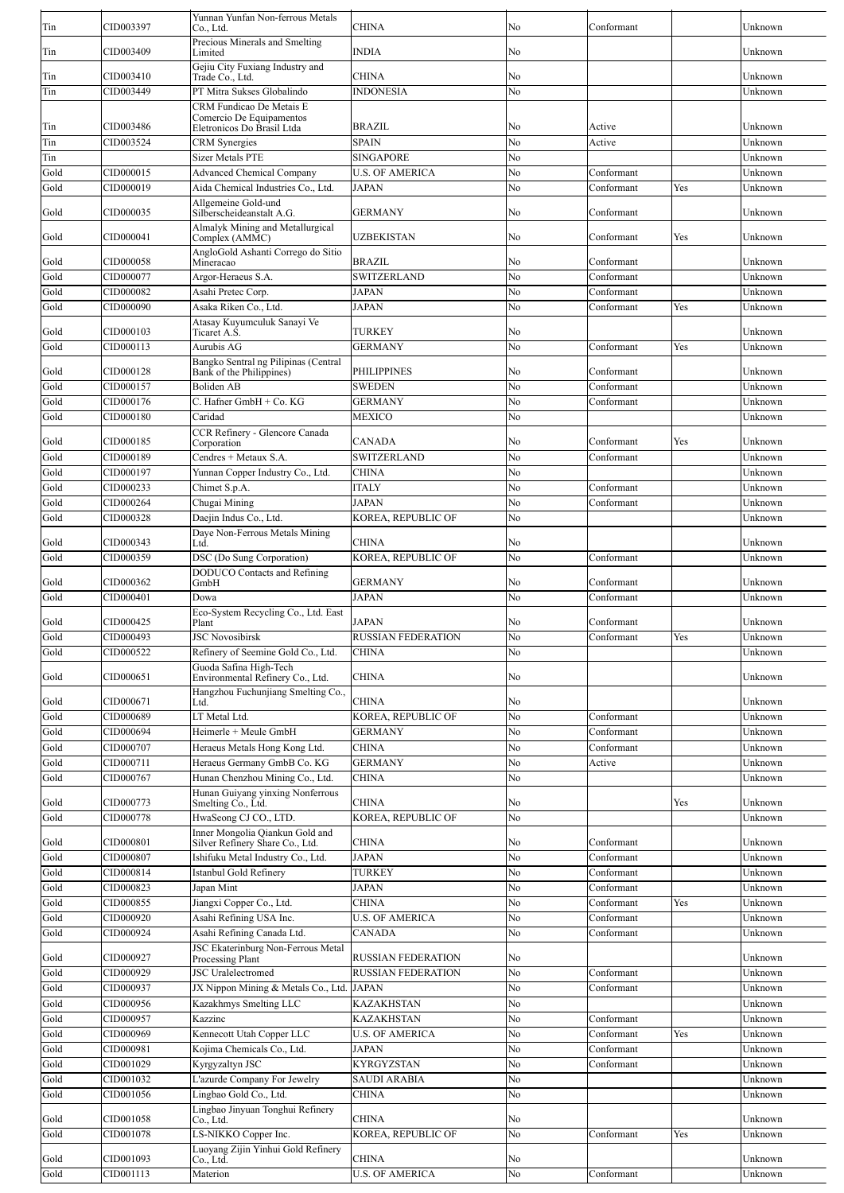| Tin | CID003397 | Yunnan Yunfan Non-ferrous Metals Co., Ltd. | CHINA | No | Conformant | | Unknown |
|---|---|---|---|---|---|---|---|
| Tin | CID003409 | Precious Minerals and Smelting Limited | INDIA | No | | | Unknown |
| Tin | CID003410 | Gejiu City Fuxiang Industry and Trade Co., Ltd. | CHINA | No | | | Unknown |
| Tin | CID003449 | PT Mitra Sukses Globalindo | INDONESIA | No | | | Unknown |
| Tin | CID003486 | CRM Fundicao De Metais E Comercio De Equipamentos Eletronicos Do Brasil Ltda | BRAZIL | No | Active | | Unknown |
| Tin | CID003524 | CRM Synergies | SPAIN | No | Active | | Unknown |
| Tin | | Sizer Metals PTE | SINGAPORE | No | | | Unknown |
| Gold | CID000015 | Advanced Chemical Company | U.S. OF AMERICA | No | Conformant | | Unknown |
| Gold | CID000019 | Aida Chemical Industries Co., Ltd. | JAPAN | No | Conformant | Yes | Unknown |
| Gold | CID000035 | Allgemeine Gold-und Silberscheideanstalt A.G. | GERMANY | No | Conformant | | Unknown |
| Gold | CID000041 | Almalyk Mining and Metallurgical Complex (AMMC) | UZBEKISTAN | No | Conformant | Yes | Unknown |
| Gold | CID000058 | AngloGold Ashanti Corrego do Sitio Mineracao | BRAZIL | No | Conformant | | Unknown |
| Gold | CID000077 | Argor-Heraeus S.A. | SWITZERLAND | No | Conformant | | Unknown |
| Gold | CID000082 | Asahi Pretec Corp. | JAPAN | No | Conformant | | Unknown |
| Gold | CID000090 | Asaka Riken Co., Ltd. | JAPAN | No | Conformant | Yes | Unknown |
| Gold | CID000103 | Atasay Kuyumculuk Sanayi Ve Ticaret A.S. | TURKEY | No | | | Unknown |
| Gold | CID000113 | Aurubis AG | GERMANY | No | Conformant | Yes | Unknown |
| Gold | CID000128 | Bangko Sentral ng Pilipinas (Central Bank of the Philippines) | PHILIPPINES | No | Conformant | | Unknown |
| Gold | CID000157 | Boliden AB | SWEDEN | No | Conformant | | Unknown |
| Gold | CID000176 | C. Hafner GmbH + Co. KG | GERMANY | No | Conformant | | Unknown |
| Gold | CID000180 | Caridad | MEXICO | No | | | Unknown |
| Gold | CID000185 | CCR Refinery - Glencore Canada Corporation | CANADA | No | Conformant | Yes | Unknown |
| Gold | CID000189 | Cendres + Metaux S.A. | SWITZERLAND | No | Conformant | | Unknown |
| Gold | CID000197 | Yunnan Copper Industry Co., Ltd. | CHINA | No | | | Unknown |
| Gold | CID000233 | Chimet S.p.A. | ITALY | No | Conformant | | Unknown |
| Gold | CID000264 | Chugai Mining | JAPAN | No | Conformant | | Unknown |
| Gold | CID000328 | Daejin Indus Co., Ltd. | KOREA, REPUBLIC OF | No | | | Unknown |
| Gold | CID000343 | Daye Non-Ferrous Metals Mining Ltd. | CHINA | No | | | Unknown |
| Gold | CID000359 | DSC (Do Sung Corporation) | KOREA, REPUBLIC OF | No | Conformant | | Unknown |
| Gold | CID000362 | DODUCO Contacts and Refining GmbH | GERMANY | No | Conformant | | Unknown |
| Gold | CID000401 | Dowa | JAPAN | No | Conformant | | Unknown |
| Gold | CID000425 | Eco-System Recycling Co., Ltd. East Plant | JAPAN | No | Conformant | | Unknown |
| Gold | CID000493 | JSC Novosibirsk | RUSSIAN FEDERATION | No | Conformant | Yes | Unknown |
| Gold | CID000522 | Refinery of Seemine Gold Co., Ltd. | CHINA | No | | | Unknown |
| Gold | CID000651 | Guoda Safina High-Tech Environmental Refinery Co., Ltd. | CHINA | No | | | Unknown |
| Gold | CID000671 | Hangzhou Fuchunjiang Smelting Co., Ltd. | CHINA | No | | | Unknown |
| Gold | CID000689 | LT Metal Ltd. | KOREA, REPUBLIC OF | No | Conformant | | Unknown |
| Gold | CID000694 | Heimerle + Meule GmbH | GERMANY | No | Conformant | | Unknown |
| Gold | CID000707 | Heraeus Metals Hong Kong Ltd. | CHINA | No | Conformant | | Unknown |
| Gold | CID000711 | Heraeus Germany GmbB Co. KG | GERMANY | No | Active | | Unknown |
| Gold | CID000767 | Hunan Chenzhou Mining Co., Ltd. | CHINA | No | | | Unknown |
| Gold | CID000773 | Hunan Guiyang yinxing Nonferrous Smelting Co., Ltd. | CHINA | No | | Yes | Unknown |
| Gold | CID000778 | HwaSeong CJ CO., LTD. | KOREA, REPUBLIC OF | No | | | Unknown |
| Gold | CID000801 | Inner Mongolia Qiankun Gold and Silver Refinery Share Co., Ltd. | CHINA | No | Conformant | | Unknown |
| Gold | CID000807 | Ishifuku Metal Industry Co., Ltd. | JAPAN | No | Conformant | | Unknown |
| Gold | CID000814 | Istanbul Gold Refinery | TURKEY | No | Conformant | | Unknown |
| Gold | CID000823 | Japan Mint | JAPAN | No | Conformant | | Unknown |
| Gold | CID000855 | Jiangxi Copper Co., Ltd. | CHINA | No | Conformant | Yes | Unknown |
| Gold | CID000920 | Asahi Refining USA Inc. | U.S. OF AMERICA | No | Conformant | | Unknown |
| Gold | CID000924 | Asahi Refining Canada Ltd. | CANADA | No | Conformant | | Unknown |
| Gold | CID000927 | JSC Ekaterinburg Non-Ferrous Metal Processing Plant | RUSSIAN FEDERATION | No | | | Unknown |
| Gold | CID000929 | JSC Uralelectromed | RUSSIAN FEDERATION | No | Conformant | | Unknown |
| Gold | CID000937 | JX Nippon Mining & Metals Co., Ltd. | JAPAN | No | Conformant | | Unknown |
| Gold | CID000956 | Kazakhmys Smelting LLC | KAZAKHSTAN | No | | | Unknown |
| Gold | CID000957 | Kazzinc | KAZAKHSTAN | No | Conformant | | Unknown |
| Gold | CID000969 | Kennecott Utah Copper LLC | U.S. OF AMERICA | No | Conformant | Yes | Unknown |
| Gold | CID000981 | Kojima Chemicals Co., Ltd. | JAPAN | No | Conformant | | Unknown |
| Gold | CID001029 | Kyrgyzaltyn JSC | KYRGYZSTAN | No | Conformant | | Unknown |
| Gold | CID001032 | L'azurde Company For Jewelry | SAUDI ARABIA | No | | | Unknown |
| Gold | CID001056 | Lingbao Gold Co., Ltd. | CHINA | No | | | Unknown |
| Gold | CID001058 | Lingbao Jinyuan Tonghui Refinery Co., Ltd. | CHINA | No | | | Unknown |
| Gold | CID001078 | LS-NIKKO Copper Inc. | KOREA, REPUBLIC OF | No | Conformant | Yes | Unknown |
| Gold | CID001093 | Luoyang Zijin Yinhui Gold Refinery Co., Ltd. | CHINA | No | | | Unknown |
| Gold | CID001113 | Materion | U.S. OF AMERICA | No | Conformant | | Unknown |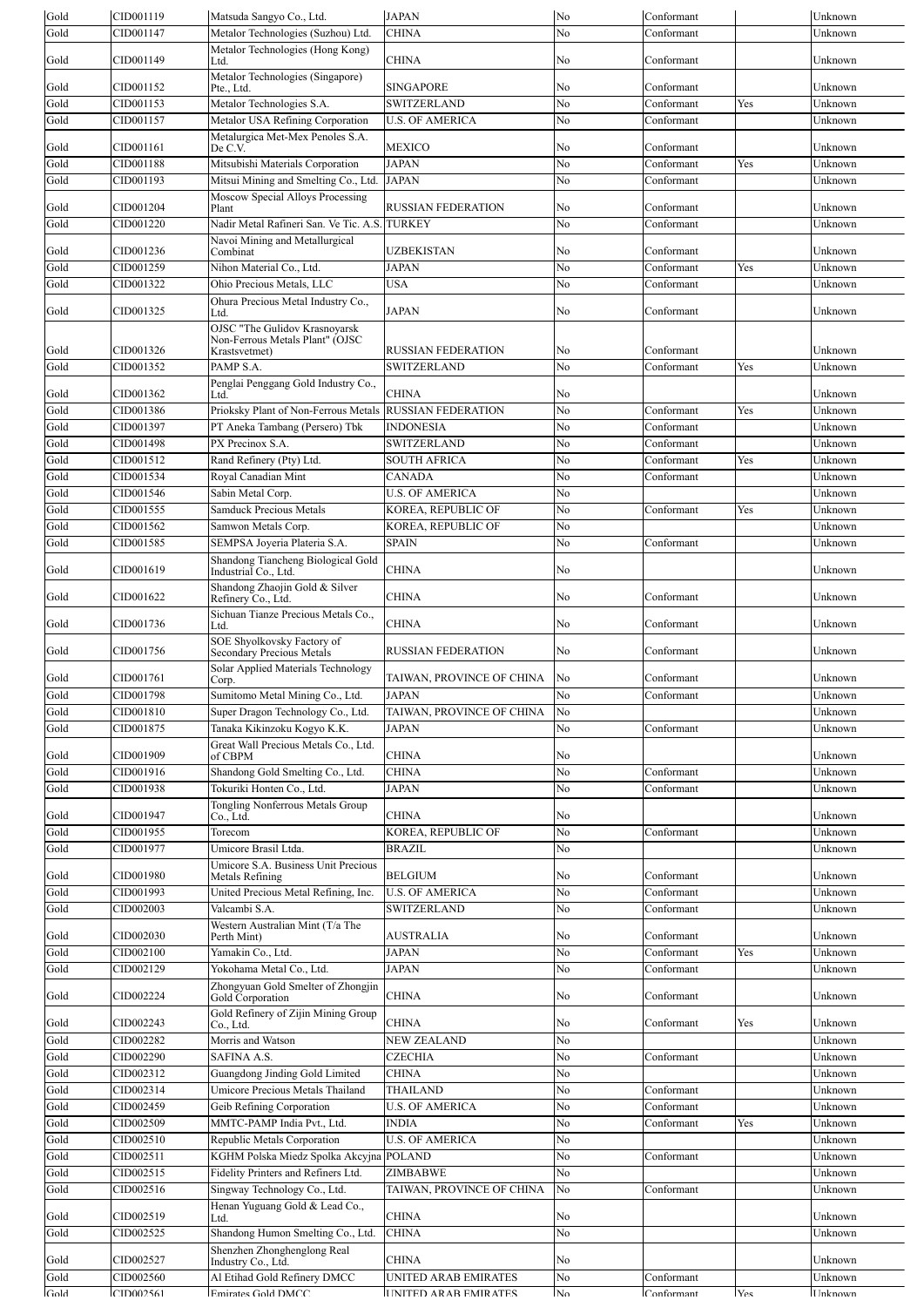| Gold | CID001119 | Matsuda Sangyo Co., Ltd. | JAPAN | No | Conformant | | Unknown |
|---|---|---|---|---|---|---|---|
| Gold | CID001147 | Metalor Technologies (Suzhou) Ltd. | CHINA | No | Conformant | | Unknown |
| Gold | CID001149 | Metalor Technologies (Hong Kong) Ltd. | CHINA | No | Conformant | | Unknown |
| Gold | CID001152 | Metalor Technologies (Singapore) Pte., Ltd. | SINGAPORE | No | Conformant | | Unknown |
| Gold | CID001153 | Metalor Technologies S.A. | SWITZERLAND | No | Conformant | Yes | Unknown |
| Gold | CID001157 | Metalor USA Refining Corporation | U.S. OF AMERICA | No | Conformant | | Unknown |
| Gold | CID001161 | Metalurgica Met-Mex Penoles S.A. De C.V. | MEXICO | No | Conformant | | Unknown |
| Gold | CID001188 | Mitsubishi Materials Corporation | JAPAN | No | Conformant | Yes | Unknown |
| Gold | CID001193 | Mitsui Mining and Smelting Co., Ltd. | JAPAN | No | Conformant | | Unknown |
| Gold | CID001204 | Moscow Special Alloys Processing Plant | RUSSIAN FEDERATION | No | Conformant | | Unknown |
| Gold | CID001220 | Nadir Metal Rafineri San. Ve Tic. A.S. | TURKEY | No | Conformant | | Unknown |
| Gold | CID001236 | Navoi Mining and Metallurgical Combinat | UZBEKISTAN | No | Conformant | | Unknown |
| Gold | CID001259 | Nihon Material Co., Ltd. | JAPAN | No | Conformant | Yes | Unknown |
| Gold | CID001322 | Ohio Precious Metals, LLC | USA | No | Conformant | | Unknown |
| Gold | CID001325 | Ohura Precious Metal Industry Co., Ltd. | JAPAN | No | Conformant | | Unknown |
| Gold | CID001326 | OJSC "The Gulidov Krasnoyarsk Non-Ferrous Metals Plant" (OJSC Krastsvetmet) | RUSSIAN FEDERATION | No | Conformant | | Unknown |
| Gold | CID001352 | PAMP S.A. | SWITZERLAND | No | Conformant | Yes | Unknown |
| Gold | CID001362 | Penglai Penggang Gold Industry Co., Ltd. | CHINA | No | | | Unknown |
| Gold | CID001386 | Prioksky Plant of Non-Ferrous Metals | RUSSIAN FEDERATION | No | Conformant | Yes | Unknown |
| Gold | CID001397 | PT Aneka Tambang (Persero) Tbk | INDONESIA | No | Conformant | | Unknown |
| Gold | CID001498 | PX Precinox S.A. | SWITZERLAND | No | Conformant | | Unknown |
| Gold | CID001512 | Rand Refinery (Pty) Ltd. | SOUTH AFRICA | No | Conformant | Yes | Unknown |
| Gold | CID001534 | Royal Canadian Mint | CANADA | No | Conformant | | Unknown |
| Gold | CID001546 | Sabin Metal Corp. | U.S. OF AMERICA | No | | | Unknown |
| Gold | CID001555 | Samduck Precious Metals | KOREA, REPUBLIC OF | No | Conformant | Yes | Unknown |
| Gold | CID001562 | Samwon Metals Corp. | KOREA, REPUBLIC OF | No | | | Unknown |
| Gold | CID001585 | SEMPSA Joyeria Plateria S.A. | SPAIN | No | Conformant | | Unknown |
| Gold | CID001619 | Shandong Tiancheng Biological Gold Industrial Co., Ltd. | CHINA | No | | | Unknown |
| Gold | CID001622 | Shandong Zhaojin Gold & Silver Refinery Co., Ltd. | CHINA | No | Conformant | | Unknown |
| Gold | CID001736 | Sichuan Tianze Precious Metals Co., Ltd. | CHINA | No | Conformant | | Unknown |
| Gold | CID001756 | SOE Shyolkovsky Factory of Secondary Precious Metals | RUSSIAN FEDERATION | No | Conformant | | Unknown |
| Gold | CID001761 | Solar Applied Materials Technology Corp. | TAIWAN, PROVINCE OF CHINA | No | Conformant | | Unknown |
| Gold | CID001798 | Sumitomo Metal Mining Co., Ltd. | JAPAN | No | Conformant | | Unknown |
| Gold | CID001810 | Super Dragon Technology Co., Ltd. | TAIWAN, PROVINCE OF CHINA | No | | | Unknown |
| Gold | CID001875 | Tanaka Kikinzoku Kogyo K.K. | JAPAN | No | Conformant | | Unknown |
| Gold | CID001909 | Great Wall Precious Metals Co., Ltd. of CBPM | CHINA | No | | | Unknown |
| Gold | CID001916 | Shandong Gold Smelting Co., Ltd. | CHINA | No | Conformant | | Unknown |
| Gold | CID001938 | Tokuriki Honten Co., Ltd. | JAPAN | No | Conformant | | Unknown |
| Gold | CID001947 | Tongling Nonferrous Metals Group Co., Ltd. | CHINA | No | | | Unknown |
| Gold | CID001955 | Torecom | KOREA, REPUBLIC OF | No | Conformant | | Unknown |
| Gold | CID001977 | Umicore Brasil Ltda. | BRAZIL | No | | | Unknown |
| Gold | CID001980 | Umicore S.A. Business Unit Precious Metals Refining | BELGIUM | No | Conformant | | Unknown |
| Gold | CID001993 | United Precious Metal Refining, Inc. | U.S. OF AMERICA | No | Conformant | | Unknown |
| Gold | CID002003 | Valcambi S.A. | SWITZERLAND | No | Conformant | | Unknown |
| Gold | CID002030 | Western Australian Mint (T/a The Perth Mint) | AUSTRALIA | No | Conformant | | Unknown |
| Gold | CID002100 | Yamakin Co., Ltd. | JAPAN | No | Conformant | Yes | Unknown |
| Gold | CID002129 | Yokohama Metal Co., Ltd. | JAPAN | No | Conformant | | Unknown |
| Gold | CID002224 | Zhongyuan Gold Smelter of Zhongjin Gold Corporation | CHINA | No | Conformant | | Unknown |
| Gold | CID002243 | Gold Refinery of Zijin Mining Group Co., Ltd. | CHINA | No | Conformant | Yes | Unknown |
| Gold | CID002282 | Morris and Watson | NEW ZEALAND | No | | | Unknown |
| Gold | CID002290 | SAFINA A.S. | CZECHIA | No | Conformant | | Unknown |
| Gold | CID002312 | Guangdong Jinding Gold Limited | CHINA | No | | | Unknown |
| Gold | CID002314 | Umicore Precious Metals Thailand | THAILAND | No | Conformant | | Unknown |
| Gold | CID002459 | Geib Refining Corporation | U.S. OF AMERICA | No | Conformant | | Unknown |
| Gold | CID002509 | MMTC-PAMP India Pvt., Ltd. | INDIA | No | Conformant | Yes | Unknown |
| Gold | CID002510 | Republic Metals Corporation | U.S. OF AMERICA | No | | | Unknown |
| Gold | CID002511 | KGHM Polska Miedz Spolka Akcyjna | POLAND | No | Conformant | | Unknown |
| Gold | CID002515 | Fidelity Printers and Refiners Ltd. | ZIMBABWE | No | | | Unknown |
| Gold | CID002516 | Singway Technology Co., Ltd. | TAIWAN, PROVINCE OF CHINA | No | Conformant | | Unknown |
| Gold | CID002519 | Henan Yuguang Gold & Lead Co., Ltd. | CHINA | No | | | Unknown |
| Gold | CID002525 | Shandong Humon Smelting Co., Ltd. | CHINA | No | | | Unknown |
| Gold | CID002527 | Shenzhen Zhonghenglong Real Industry Co., Ltd. | CHINA | No | | | Unknown |
| Gold | CID002560 | Al Etihad Gold Refinery DMCC | UNITED ARAB EMIRATES | No | Conformant | | Unknown |
| Gold | CID002561 | Emirates Gold DMCC | UNITED ARAB EMIRATES | No | Conformant | Yes | Unknown |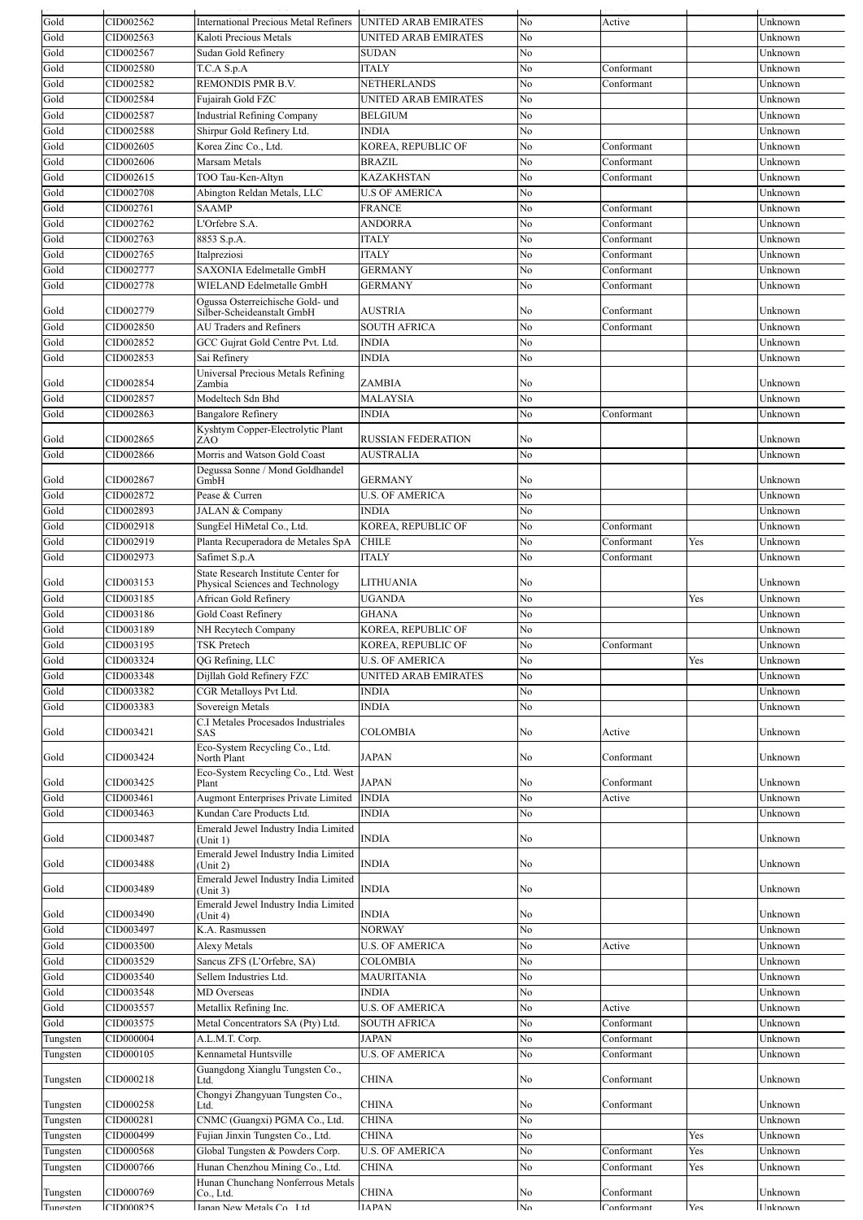| | | | | | | | |
|---|---|---|---|---|---|---|---|
| Gold | CID002562 | International Precious Metal Refiners | UNITED ARAB EMIRATES | No | Active | | Unknown |
| Gold | CID002563 | Kaloti Precious Metals | UNITED ARAB EMIRATES | No | | | Unknown |
| Gold | CID002567 | Sudan Gold Refinery | SUDAN | No | | | Unknown |
| Gold | CID002580 | T.C.A S.p.A | ITALY | No | Conformant | | Unknown |
| Gold | CID002582 | REMONDIS PMR B.V. | NETHERLANDS | No | Conformant | | Unknown |
| Gold | CID002584 | Fujairah Gold FZC | UNITED ARAB EMIRATES | No | | | Unknown |
| Gold | CID002587 | Industrial Refining Company | BELGIUM | No | | | Unknown |
| Gold | CID002588 | Shirpur Gold Refinery Ltd. | INDIA | No | | | Unknown |
| Gold | CID002605 | Korea Zinc Co., Ltd. | KOREA, REPUBLIC OF | No | Conformant | | Unknown |
| Gold | CID002606 | Marsam Metals | BRAZIL | No | Conformant | | Unknown |
| Gold | CID002615 | TOO Tau-Ken-Altyn | KAZAKHSTAN | No | Conformant | | Unknown |
| Gold | CID002708 | Abington Reldan Metals, LLC | U.S OF AMERICA | No | | | Unknown |
| Gold | CID002761 | SAAMP | FRANCE | No | Conformant | | Unknown |
| Gold | CID002762 | L'Orfebre S.A. | ANDORRA | No | Conformant | | Unknown |
| Gold | CID002763 | 8853 S.p.A. | ITALY | No | Conformant | | Unknown |
| Gold | CID002765 | Italpreziosi | ITALY | No | Conformant | | Unknown |
| Gold | CID002777 | SAXONIA Edelmetalle GmbH | GERMANY | No | Conformant | | Unknown |
| Gold | CID002778 | WIELAND Edelmetalle GmbH | GERMANY | No | Conformant | | Unknown |
| Gold | CID002779 | Ogussa Osterreichische Gold- und Silber-Scheideanstalt GmbH | AUSTRIA | No | Conformant | | Unknown |
| Gold | CID002850 | AU Traders and Refiners | SOUTH AFRICA | No | Conformant | | Unknown |
| Gold | CID002852 | GCC Gujrat Gold Centre Pvt. Ltd. | INDIA | No | | | Unknown |
| Gold | CID002853 | Sai Refinery | INDIA | No | | | Unknown |
| Gold | CID002854 | Universal Precious Metals Refining Zambia | ZAMBIA | No | | | Unknown |
| Gold | CID002857 | Modeltech Sdn Bhd | MALAYSIA | No | | | Unknown |
| Gold | CID002863 | Bangalore Refinery | INDIA | No | Conformant | | Unknown |
| Gold | CID002865 | Kyshtym Copper-Electrolytic Plant ZAO | RUSSIAN FEDERATION | No | | | Unknown |
| Gold | CID002866 | Morris and Watson Gold Coast | AUSTRALIA | No | | | Unknown |
| Gold | CID002867 | Degussa Sonne / Mond Goldhandel GmbH | GERMANY | No | | | Unknown |
| Gold | CID002872 | Pease & Curren | U.S. OF AMERICA | No | | | Unknown |
| Gold | CID002893 | JALAN & Company | INDIA | No | | | Unknown |
| Gold | CID002918 | SungEel HiMetal Co., Ltd. | KOREA, REPUBLIC OF | No | Conformant | | Unknown |
| Gold | CID002919 | Planta Recuperadora de Metales SpA | CHILE | No | Conformant | Yes | Unknown |
| Gold | CID002973 | Safimet S.p.A | ITALY | No | Conformant | | Unknown |
| Gold | CID003153 | State Research Institute Center for Physical Sciences and Technology | LITHUANIA | No | | | Unknown |
| Gold | CID003185 | African Gold Refinery | UGANDA | No | | Yes | Unknown |
| Gold | CID003186 | Gold Coast Refinery | GHANA | No | | | Unknown |
| Gold | CID003189 | NH Recytech Company | KOREA, REPUBLIC OF | No | | | Unknown |
| Gold | CID003195 | TSK Pretech | KOREA, REPUBLIC OF | No | Conformant | | Unknown |
| Gold | CID003324 | QG Refining, LLC | U.S. OF AMERICA | No | | Yes | Unknown |
| Gold | CID003348 | Dijllah Gold Refinery FZC | UNITED ARAB EMIRATES | No | | | Unknown |
| Gold | CID003382 | CGR Metalloys Pvt Ltd. | INDIA | No | | | Unknown |
| Gold | CID003383 | Sovereign Metals | INDIA | No | | | Unknown |
| Gold | CID003421 | C.I Metales Procesados Industriales SAS | COLOMBIA | No | Active | | Unknown |
| Gold | CID003424 | Eco-System Recycling Co., Ltd. North Plant | JAPAN | No | Conformant | | Unknown |
| Gold | CID003425 | Eco-System Recycling Co., Ltd. West Plant | JAPAN | No | Conformant | | Unknown |
| Gold | CID003461 | Augmont Enterprises Private Limited | INDIA | No | Active | | Unknown |
| Gold | CID003463 | Kundan Care Products Ltd. | INDIA | No | | | Unknown |
| Gold | CID003487 | Emerald Jewel Industry India Limited (Unit 1) | INDIA | No | | | Unknown |
| Gold | CID003488 | Emerald Jewel Industry India Limited (Unit 2) | INDIA | No | | | Unknown |
| Gold | CID003489 | Emerald Jewel Industry India Limited (Unit 3) | INDIA | No | | | Unknown |
| Gold | CID003490 | Emerald Jewel Industry India Limited (Unit 4) | INDIA | No | | | Unknown |
| Gold | CID003497 | K.A. Rasmussen | NORWAY | No | | | Unknown |
| Gold | CID003500 | Alexy Metals | U.S. OF AMERICA | No | Active | | Unknown |
| Gold | CID003529 | Sancus ZFS (L'Orfebre, SA) | COLOMBIA | No | | | Unknown |
| Gold | CID003540 | Sellem Industries Ltd. | MAURITANIA | No | | | Unknown |
| Gold | CID003548 | MD Overseas | INDIA | No | | | Unknown |
| Gold | CID003557 | Metallix Refining Inc. | U.S. OF AMERICA | No | Active | | Unknown |
| Gold | CID003575 | Metal Concentrators SA (Pty) Ltd. | SOUTH AFRICA | No | Conformant | | Unknown |
| Tungsten | CID000004 | A.L.M.T. Corp. | JAPAN | No | Conformant | | Unknown |
| Tungsten | CID000105 | Kennametal Huntsville | U.S. OF AMERICA | No | Conformant | | Unknown |
| Tungsten | CID000218 | Guangdong Xianglu Tungsten Co., Ltd. | CHINA | No | Conformant | | Unknown |
| Tungsten | CID000258 | Chongyi Zhangyuan Tungsten Co., Ltd. | CHINA | No | Conformant | | Unknown |
| Tungsten | CID000281 | CNMC (Guangxi) PGMA Co., Ltd. | CHINA | No | | | Unknown |
| Tungsten | CID000499 | Fujian Jinxin Tungsten Co., Ltd. | CHINA | No | | Yes | Unknown |
| Tungsten | CID000568 | Global Tungsten & Powders Corp. | U.S. OF AMERICA | No | Conformant | Yes | Unknown |
| Tungsten | CID000766 | Hunan Chenzhou Mining Co., Ltd. | CHINA | No | Conformant | Yes | Unknown |
| Tungsten | CID000769 | Hunan Chunchang Nonferrous Metals Co., Ltd. | CHINA | No | Conformant | | Unknown |
| Tungsten | CID000825 | Japan New Metals Co., Ltd. | JAPAN | No | Conformant | Yes | Unknown |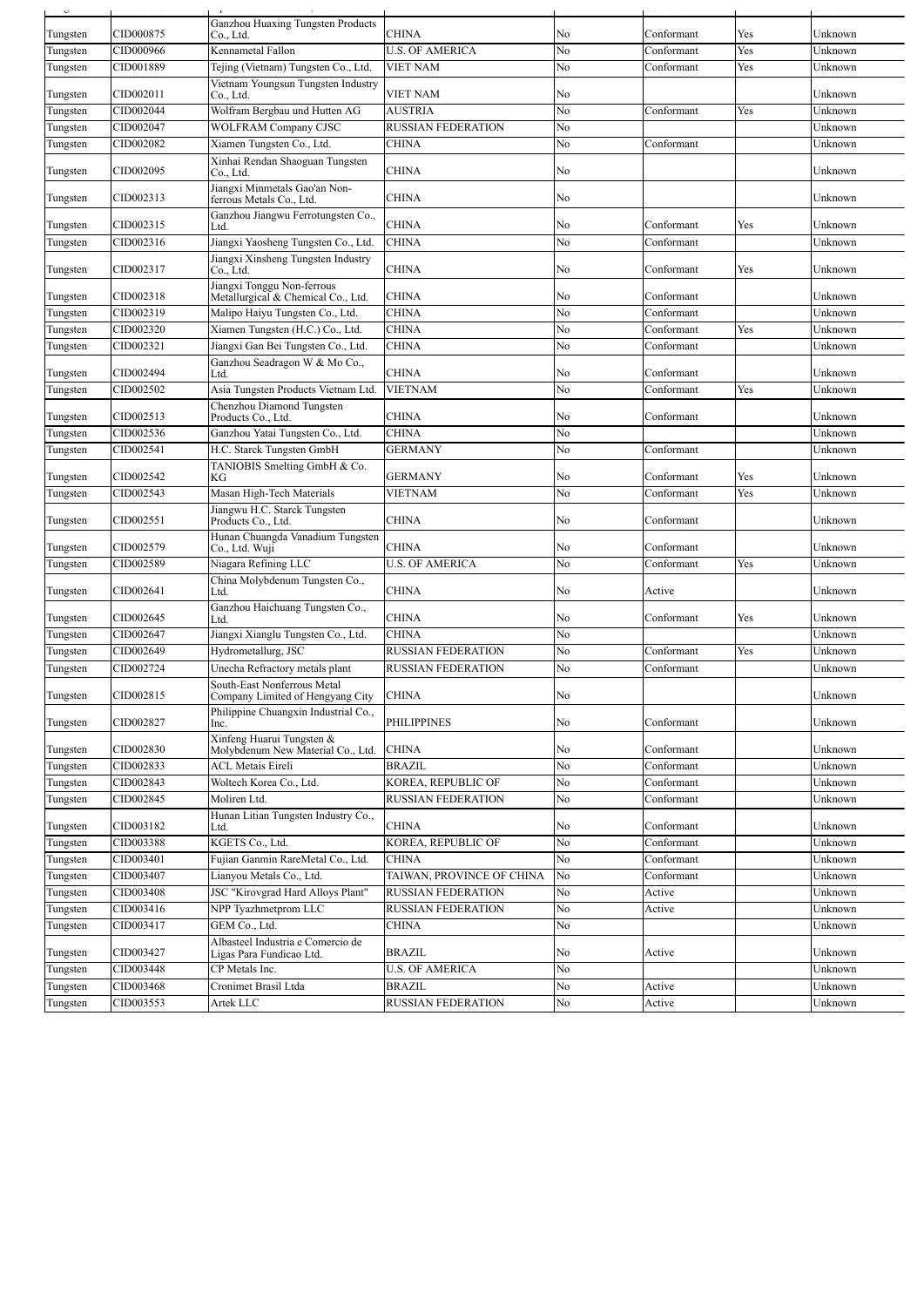| | | | | | | | |
|---|---|---|---|---|---|---|---|
| Tungsten | CID000875 | Ganzhou Huaxing Tungsten Products Co., Ltd. | CHINA | No | Conformant | Yes | Unknown |
| Tungsten | CID000966 | Kennametal Fallon | U.S. OF AMERICA | No | Conformant | Yes | Unknown |
| Tungsten | CID001889 | Tejing (Vietnam) Tungsten Co., Ltd. | VIET NAM | No | Conformant | Yes | Unknown |
| Tungsten | CID002011 | Vietnam Youngsun Tungsten Industry Co., Ltd. | VIET NAM | No | | | Unknown |
| Tungsten | CID002044 | Wolfram Bergbau und Hutten AG | AUSTRIA | No | Conformant | Yes | Unknown |
| Tungsten | CID002047 | WOLFRAM Company CJSC | RUSSIAN FEDERATION | No | | | Unknown |
| Tungsten | CID002082 | Xiamen Tungsten Co., Ltd. | CHINA | No | Conformant | | Unknown |
| Tungsten | CID002095 | Xinhai Rendan Shaoguan Tungsten Co., Ltd. | CHINA | No | | | Unknown |
| Tungsten | CID002313 | Jiangxi Minmetals Gao'an Non-ferrous Metals Co., Ltd. | CHINA | No | | | Unknown |
| Tungsten | CID002315 | Ganzhou Jiangwu Ferrotungsten Co., Ltd. | CHINA | No | Conformant | Yes | Unknown |
| Tungsten | CID002316 | Jiangxi Yaosheng Tungsten Co., Ltd. | CHINA | No | Conformant | | Unknown |
| Tungsten | CID002317 | Jiangxi Xinsheng Tungsten Industry Co., Ltd. | CHINA | No | Conformant | Yes | Unknown |
| Tungsten | CID002318 | Jiangxi Tonggu Non-ferrous Metallurgical & Chemical Co., Ltd. | CHINA | No | Conformant | | Unknown |
| Tungsten | CID002319 | Malipo Haiyu Tungsten Co., Ltd. | CHINA | No | Conformant | | Unknown |
| Tungsten | CID002320 | Xiamen Tungsten (H.C.) Co., Ltd. | CHINA | No | Conformant | Yes | Unknown |
| Tungsten | CID002321 | Jiangxi Gan Bei Tungsten Co., Ltd. | CHINA | No | Conformant | | Unknown |
| Tungsten | CID002494 | Ganzhou Seadragon W & Mo Co., Ltd. | CHINA | No | Conformant | | Unknown |
| Tungsten | CID002502 | Asia Tungsten Products Vietnam Ltd. | VIETNAM | No | Conformant | Yes | Unknown |
| Tungsten | CID002513 | Chenzhou Diamond Tungsten Products Co., Ltd. | CHINA | No | Conformant | | Unknown |
| Tungsten | CID002536 | Ganzhou Yatai Tungsten Co., Ltd. | CHINA | No | | | Unknown |
| Tungsten | CID002541 | H.C. Starck Tungsten GmbH | GERMANY | No | Conformant | | Unknown |
| Tungsten | CID002542 | TANIOBIS Smelting GmbH & Co. KG | GERMANY | No | Conformant | Yes | Unknown |
| Tungsten | CID002543 | Masan High-Tech Materials | VIETNAM | No | Conformant | Yes | Unknown |
| Tungsten | CID002551 | Jiangwu H.C. Starck Tungsten Products Co., Ltd. | CHINA | No | Conformant | | Unknown |
| Tungsten | CID002579 | Hunan Chuangda Vanadium Tungsten Co., Ltd. Wuji | CHINA | No | Conformant | | Unknown |
| Tungsten | CID002589 | Niagara Refining LLC | U.S. OF AMERICA | No | Conformant | Yes | Unknown |
| Tungsten | CID002641 | China Molybdenum Tungsten Co., Ltd. | CHINA | No | Active | | Unknown |
| Tungsten | CID002645 | Ganzhou Haichuang Tungsten Co., Ltd. | CHINA | No | Conformant | Yes | Unknown |
| Tungsten | CID002647 | Jiangxi Xianglu Tungsten Co., Ltd. | CHINA | No | | | Unknown |
| Tungsten | CID002649 | Hydrometallurg, JSC | RUSSIAN FEDERATION | No | Conformant | Yes | Unknown |
| Tungsten | CID002724 | Unecha Refractory metals plant | RUSSIAN FEDERATION | No | Conformant | | Unknown |
| Tungsten | CID002815 | South-East Nonferrous Metal Company Limited of Hengyang City | CHINA | No | | | Unknown |
| Tungsten | CID002827 | Philippine Chuangxin Industrial Co., Inc. | PHILIPPINES | No | Conformant | | Unknown |
| Tungsten | CID002830 | Xinfeng Huarui Tungsten & Molybdenum New Material Co., Ltd. | CHINA | No | Conformant | | Unknown |
| Tungsten | CID002833 | ACL Metais Eireli | BRAZIL | No | Conformant | | Unknown |
| Tungsten | CID002843 | Woltech Korea Co., Ltd. | KOREA, REPUBLIC OF | No | Conformant | | Unknown |
| Tungsten | CID002845 | Moliren Ltd. | RUSSIAN FEDERATION | No | Conformant | | Unknown |
| Tungsten | CID003182 | Hunan Litian Tungsten Industry Co., Ltd. | CHINA | No | Conformant | | Unknown |
| Tungsten | CID003388 | KGETS Co., Ltd. | KOREA, REPUBLIC OF | No | Conformant | | Unknown |
| Tungsten | CID003401 | Fujian Ganmin RareMetal Co., Ltd. | CHINA | No | Conformant | | Unknown |
| Tungsten | CID003407 | Lianyou Metals Co., Ltd. | TAIWAN, PROVINCE OF CHINA | No | Conformant | | Unknown |
| Tungsten | CID003408 | JSC "Kirovgrad Hard Alloys Plant" | RUSSIAN FEDERATION | No | Active | | Unknown |
| Tungsten | CID003416 | NPP Tyazhmetprom LLC | RUSSIAN FEDERATION | No | Active | | Unknown |
| Tungsten | CID003417 | GEM Co., Ltd. | CHINA | No | | | Unknown |
| Tungsten | CID003427 | Albasteel Industria e Comercio de Ligas Para Fundicao Ltd. | BRAZIL | No | Active | | Unknown |
| Tungsten | CID003448 | CP Metals Inc. | U.S. OF AMERICA | No | | | Unknown |
| Tungsten | CID003468 | Cronimet Brasil Ltda | BRAZIL | No | Active | | Unknown |
| Tungsten | CID003553 | Artek LLC | RUSSIAN FEDERATION | No | Active | | Unknown |